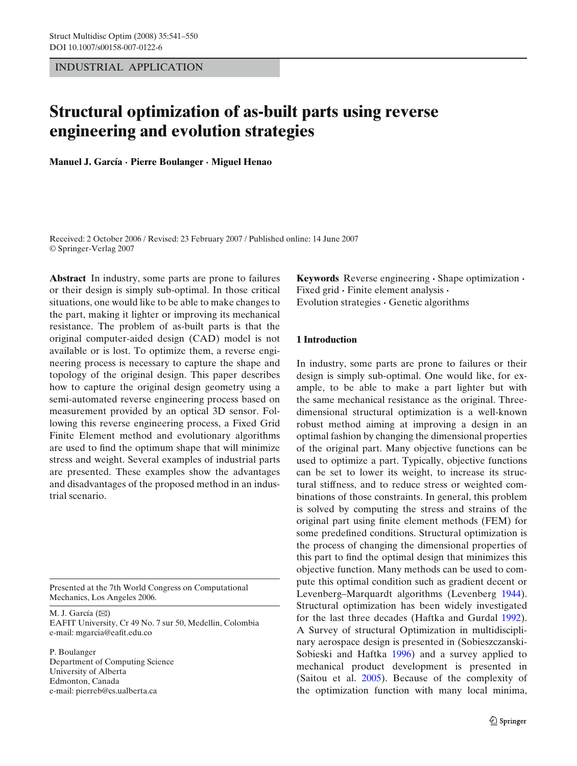INDUSTRIAL APPLICATION

# Structural optimization of as-built parts using reverse engineering and evolution strategies

**Manuel J. García · Pierre Boulanger · Miguel Henao**

Received: 2 October 2006 / Revised: 23 February 2007 / Published online: 14 June 2007
© Springer-Verlag 2007

**Abstract** In industry, some parts are prone to failures or their design is simply sub-optimal. In those critical situations, one would like to be able to make changes to the part, making it lighter or improving its mechanical resistance. The problem of as-built parts is that the original computer-aided design (CAD) model is not available or is lost. To optimize them, a reverse engineering process is necessary to capture the shape and topology of the original design. This paper describes how to capture the original design geometry using a semi-automated reverse engineering process based on measurement provided by an optical 3D sensor. Following this reverse engineering process, a Fixed Grid Finite Element method and evolutionary algorithms are used to find the optimum shape that will minimize stress and weight. Several examples of industrial parts are presented. These examples show the advantages and disadvantages of the proposed method in an industrial scenario.

Presented at the 7th World Congress on Computational Mechanics, Los Angeles 2006.

M. J. García (✉)
EAFIT University, Cr 49 No. 7 sur 50, Medellin, Colombia
e-mail: mgarcia@eafit.edu.co

P. Boulanger
Department of Computing Science
University of Alberta
Edmonton, Canada
e-mail: pierreb@cs.ualberta.ca

**Keywords** Reverse engineering · Shape optimization · Fixed grid · Finite element analysis · Evolution strategies · Genetic algorithms

## 1 Introduction

In industry, some parts are prone to failures or their design is simply sub-optimal. One would like, for example, to be able to make a part lighter but with the same mechanical resistance as the original. Three-dimensional structural optimization is a well-known robust method aiming at improving a design in an optimal fashion by changing the dimensional properties of the original part. Many objective functions can be used to optimize a part. Typically, objective functions can be set to lower its weight, to increase its structural stiffness, and to reduce stress or weighted combinations of those constraints. In general, this problem is solved by computing the stress and strains of the original part using finite element methods (FEM) for some predefined conditions. Structural optimization is the process of changing the dimensional properties of this part to find the optimal design that minimizes this objective function. Many methods can be used to compute this optimal condition such as gradient decent or Levenberg–Marquardt algorithms (Levenberg 1944). Structural optimization has been widely investigated for the last three decades (Haftka and Gurdal 1992). A Survey of structural Optimization in multidisciplinary aerospace design is presented in (Sobieszczanski-Sobieski and Haftka 1996) and a survey applied to mechanical product development is presented in (Saitou et al. 2005). Because of the complexity of the optimization function with many local minima,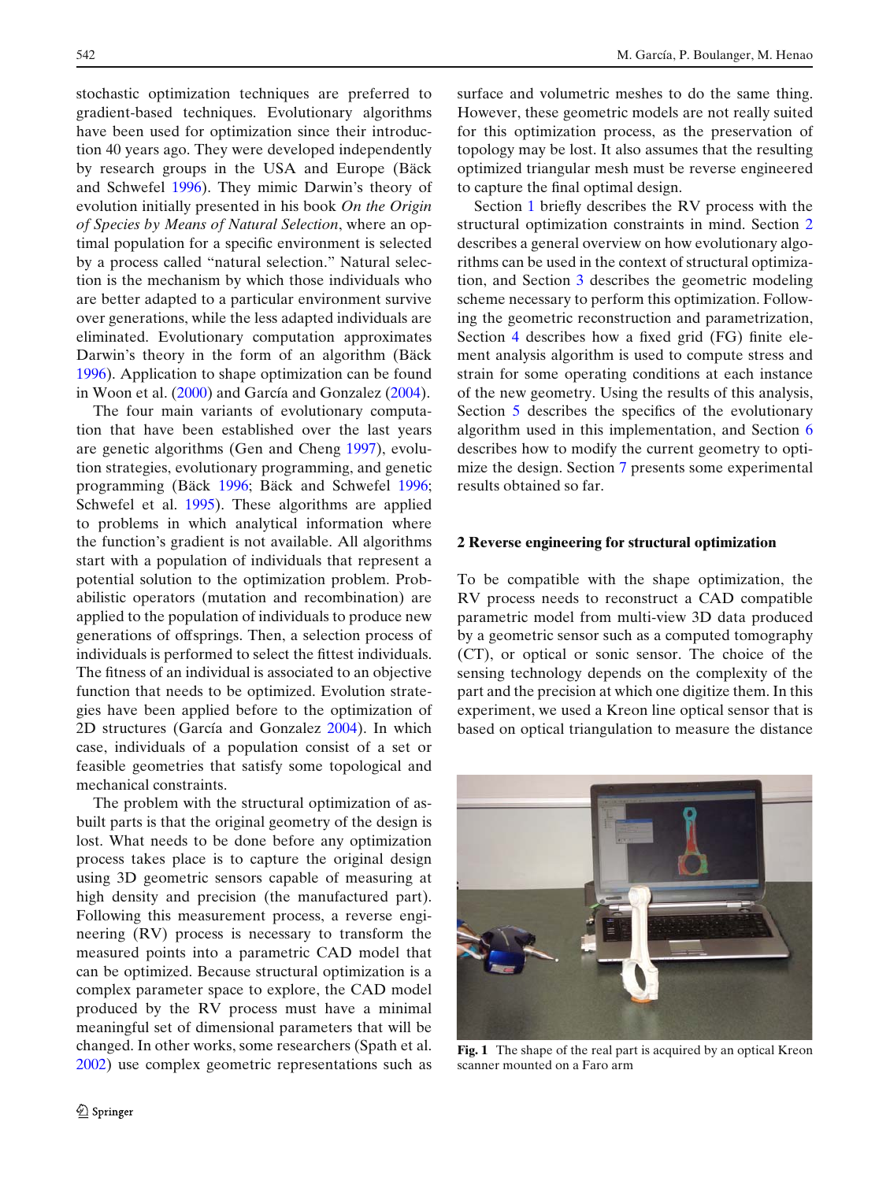stochastic optimization techniques are preferred to gradient-based techniques. Evolutionary algorithms have been used for optimization since their introduction 40 years ago. They were developed independently by research groups in the USA and Europe (Bäck and Schwefel 1996). They mimic Darwin's theory of evolution initially presented in his book *On the Origin of Species by Means of Natural Selection*, where an optimal population for a specific environment is selected by a process called "natural selection." Natural selection is the mechanism by which those individuals who are better adapted to a particular environment survive over generations, while the less adapted individuals are eliminated. Evolutionary computation approximates Darwin's theory in the form of an algorithm (Bäck 1996). Application to shape optimization can be found in Woon et al. (2000) and García and Gonzalez (2004).

The four main variants of evolutionary computation that have been established over the last years are genetic algorithms (Gen and Cheng 1997), evolution strategies, evolutionary programming, and genetic programming (Bäck 1996; Bäck and Schwefel 1996; Schwefel et al. 1995). These algorithms are applied to problems in which analytical information where the function's gradient is not available. All algorithms start with a population of individuals that represent a potential solution to the optimization problem. Probabilistic operators (mutation and recombination) are applied to the population of individuals to produce new generations of offsprings. Then, a selection process of individuals is performed to select the fittest individuals. The fitness of an individual is associated to an objective function that needs to be optimized. Evolution strategies have been applied before to the optimization of 2D structures (García and Gonzalez 2004). In which case, individuals of a population consist of a set or feasible geometries that satisfy some topological and mechanical constraints.

The problem with the structural optimization of as-built parts is that the original geometry of the design is lost. What needs to be done before any optimization process takes place is to capture the original design using 3D geometric sensors capable of measuring at high density and precision (the manufactured part). Following this measurement process, a reverse engineering (RV) process is necessary to transform the measured points into a parametric CAD model that can be optimized. Because structural optimization is a complex parameter space to explore, the CAD model produced by the RV process must have a minimal meaningful set of dimensional parameters that will be changed. In other works, some researchers (Spath et al. 2002) use complex geometric representations such as surface and volumetric meshes to do the same thing. However, these geometric models are not really suited for this optimization process, as the preservation of topology may be lost. It also assumes that the resulting optimized triangular mesh must be reverse engineered to capture the final optimal design.

Section 1 briefly describes the RV process with the structural optimization constraints in mind. Section 2 describes a general overview on how evolutionary algorithms can be used in the context of structural optimization, and Section 3 describes the geometric modeling scheme necessary to perform this optimization. Following the geometric reconstruction and parametrization, Section 4 describes how a fixed grid (FG) finite element analysis algorithm is used to compute stress and strain for some operating conditions at each instance of the new geometry. Using the results of this analysis, Section 5 describes the specifics of the evolutionary algorithm used in this implementation, and Section 6 describes how to modify the current geometry to optimize the design. Section 7 presents some experimental results obtained so far.

## 2 Reverse engineering for structural optimization

To be compatible with the shape optimization, the RV process needs to reconstruct a CAD compatible parametric model from multi-view 3D data produced by a geometric sensor such as a computed tomography (CT), or optical or sonic sensor. The choice of the sensing technology depends on the complexity of the part and the precision at which one digitize them. In this experiment, we used a Kreon line optical sensor that is based on optical triangulation to measure the distance

**Fig. 1** The shape of the real part is acquired by an optical Kreon scanner mounted on a Faro arm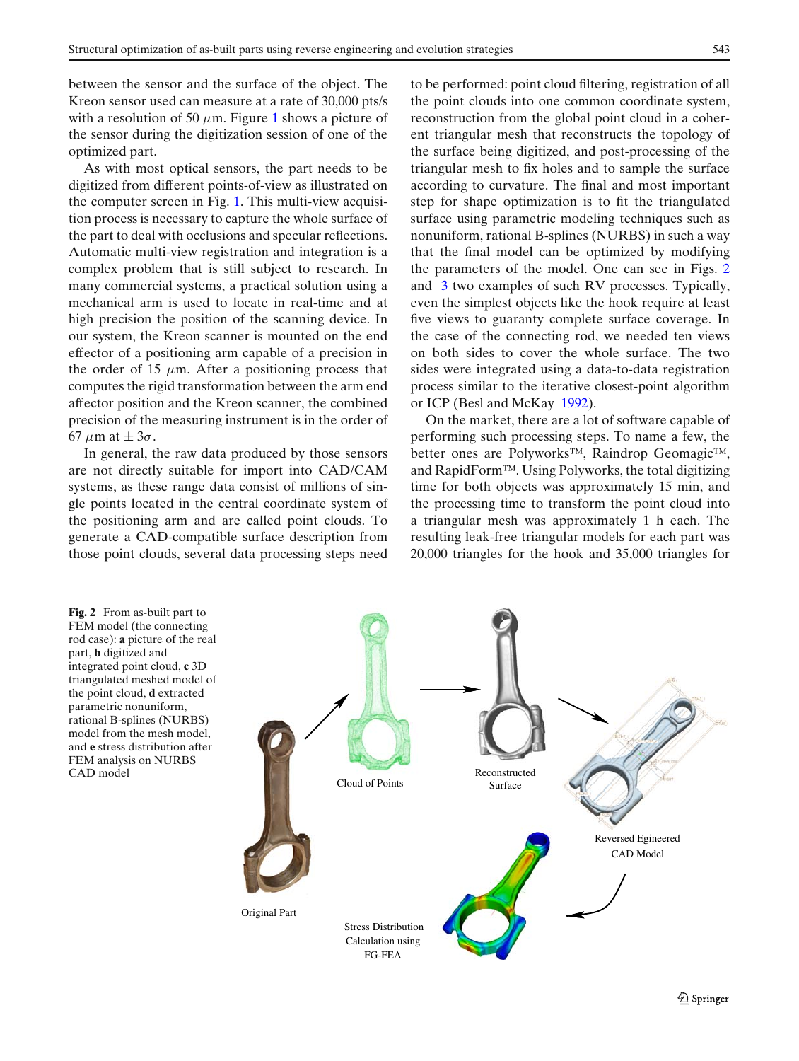between the sensor and the surface of the object. The Kreon sensor used can measure at a rate of 30,000 pts/s with a resolution of 50 $\mu$m. Figure 1 shows a picture of the sensor during the digitization session of one of the optimized part.

As with most optical sensors, the part needs to be digitized from different points-of-view as illustrated on the computer screen in Fig. 1. This multi-view acquisition process is necessary to capture the whole surface of the part to deal with occlusions and specular reflections. Automatic multi-view registration and integration is a complex problem that is still subject to research. In many commercial systems, a practical solution using a mechanical arm is used to locate in real-time and at high precision the position of the scanning device. In our system, the Kreon scanner is mounted on the end effector of a positioning arm capable of a precision in the order of 15 $\mu$m. After a positioning process that computes the rigid transformation between the arm end affector position and the Kreon scanner, the combined precision of the measuring instrument is in the order of 67 $\mu$m at $\pm 3\sigma$.

In general, the raw data produced by those sensors are not directly suitable for import into CAD/CAM systems, as these range data consist of millions of single points located in the central coordinate system of the positioning arm and are called point clouds. To generate a CAD-compatible surface description from those point clouds, several data processing steps need to be performed: point cloud filtering, registration of all the point clouds into one common coordinate system, reconstruction from the global point cloud in a coherent triangular mesh that reconstructs the topology of the surface being digitized, and post-processing of the triangular mesh to fix holes and to sample the surface according to curvature. The final and most important step for shape optimization is to fit the triangulated surface using parametric modeling techniques such as nonuniform, rational B-splines (NURBS) in such a way that the final model can be optimized by modifying the parameters of the model. One can see in Figs. 2 and 3 two examples of such RV processes. Typically, even the simplest objects like the hook require at least five views to guaranty complete surface coverage. In the case of the connecting rod, we needed ten views on both sides to cover the whole surface. The two sides were integrated using a data-to-data registration process similar to the iterative closest-point algorithm or ICP (Besl and McKay 1992).

On the market, there are a lot of software capable of performing such processing steps. To name a few, the better ones are Polyworks™, Raindrop Geomagic™, and RapidForm™. Using Polyworks, the total digitizing time for both objects was approximately 15 min, and the processing time to transform the point cloud into a triangular mesh was approximately 1 h each. The resulting leak-free triangular models for each part was 20,000 triangles for the hook and 35,000 triangles for

**Fig. 2** From as-built part to FEM model (the connecting rod case): **a** picture of the real part, **b** digitized and integrated point cloud, **c** 3D triangulated meshed model of the point cloud, **d** extracted parametric nonuniform, rational B-splines (NURBS) model from the mesh model, and **e** stress distribution after FEM analysis on NURBS CAD model

Original Part — Cloud of Points — Reconstructed Surface — Reversed Egineered CAD Model — Stress Distribution Calculation using FG-FEA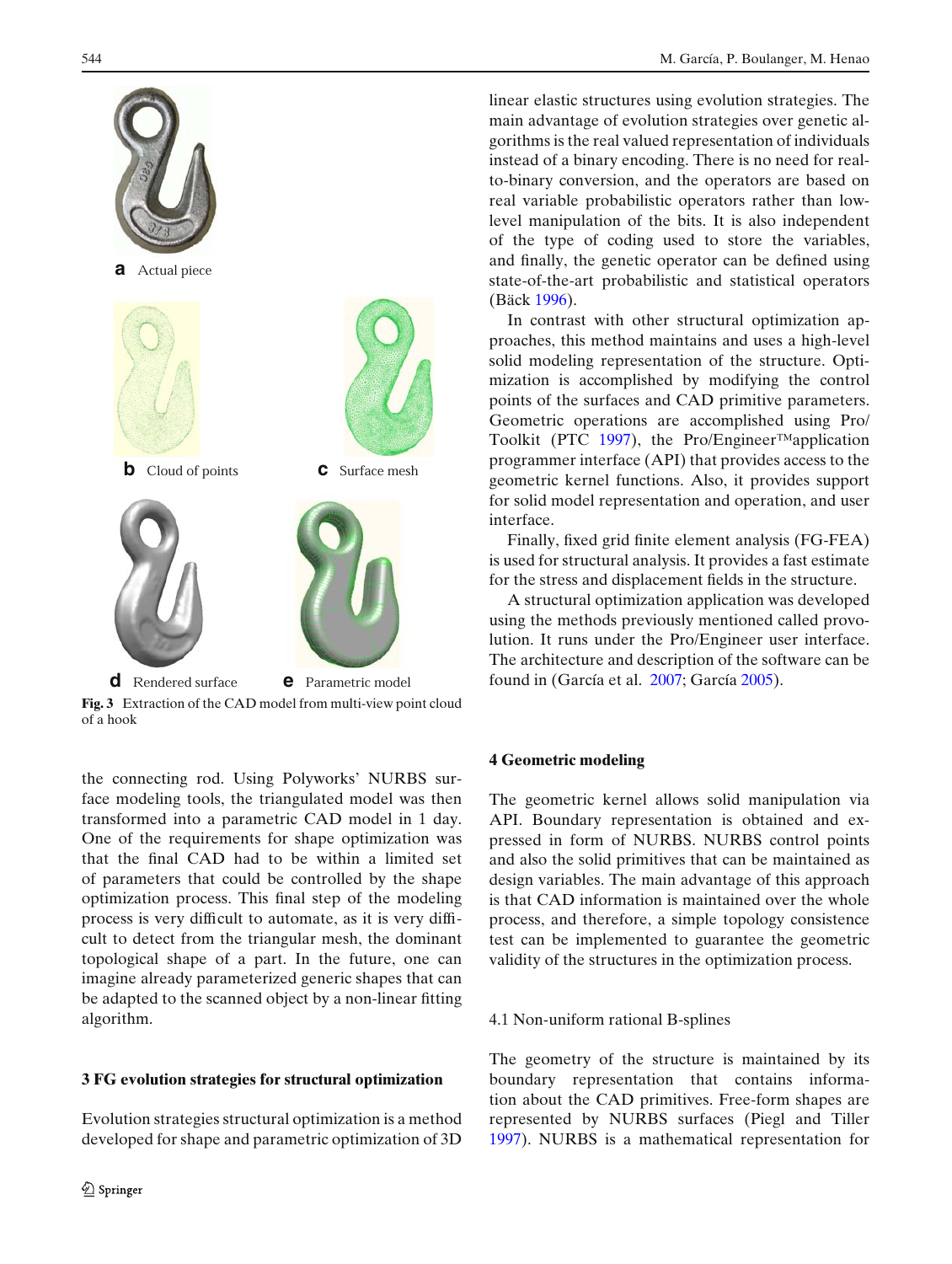a Actual piece

b Cloud of points

c Surface mesh

d Rendered surface

e Parametric model

**Fig. 3** Extraction of the CAD model from multi-view point cloud of a hook

the connecting rod. Using Polyworks' NURBS surface modeling tools, the triangulated model was then transformed into a parametric CAD model in 1 day. One of the requirements for shape optimization was that the final CAD had to be within a limited set of parameters that could be controlled by the shape optimization process. This final step of the modeling process is very difficult to automate, as it is very difficult to detect from the triangular mesh, the dominant topological shape of a part. In the future, one can imagine already parameterized generic shapes that can be adapted to the scanned object by a non-linear fitting algorithm.

## 3 FG evolution strategies for structural optimization

Evolution strategies structural optimization is a method developed for shape and parametric optimization of 3D linear elastic structures using evolution strategies. The main advantage of evolution strategies over genetic algorithms is the real valued representation of individuals instead of a binary encoding. There is no need for real-to-binary conversion, and the operators are based on real variable probabilistic operators rather than low-level manipulation of the bits. It is also independent of the type of coding used to store the variables, and finally, the genetic operator can be defined using state-of-the-art probabilistic and statistical operators (Bäck 1996).

In contrast with other structural optimization approaches, this method maintains and uses a high-level solid modeling representation of the structure. Optimization is accomplished by modifying the control points of the surfaces and CAD primitive parameters. Geometric operations are accomplished using Pro/Toolkit (PTC 1997), the Pro/Engineer™application programmer interface (API) that provides access to the geometric kernel functions. Also, it provides support for solid model representation and operation, and user interface.

Finally, fixed grid finite element analysis (FG-FEA) is used for structural analysis. It provides a fast estimate for the stress and displacement fields in the structure.

A structural optimization application was developed using the methods previously mentioned called provolution. It runs under the Pro/Engineer user interface. The architecture and description of the software can be found in (García et al. 2007; García 2005).

## 4 Geometric modeling

The geometric kernel allows solid manipulation via API. Boundary representation is obtained and expressed in form of NURBS. NURBS control points and also the solid primitives that can be maintained as design variables. The main advantage of this approach is that CAD information is maintained over the whole process, and therefore, a simple topology consistence test can be implemented to guarantee the geometric validity of the structures in the optimization process.

### 4.1 Non-uniform rational B-splines

The geometry of the structure is maintained by its boundary representation that contains information about the CAD primitives. Free-form shapes are represented by NURBS surfaces (Piegl and Tiller 1997). NURBS is a mathematical representation for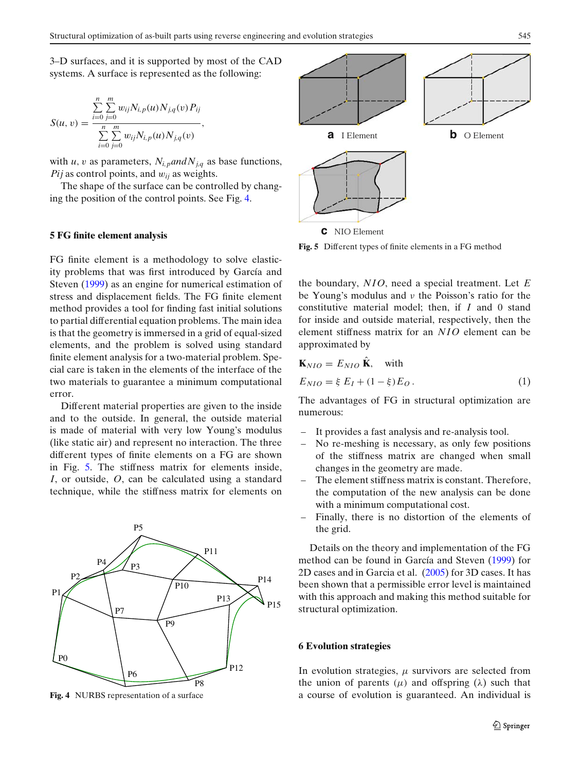3–D surfaces, and it is supported by most of the CAD systems. A surface is represented as the following:

$$S(u,v) = \frac{\sum_{i=0}^{n}\sum_{j=0}^{m} w_{ij} N_{i,p}(u) N_{j,q}(v) P_{ij}}{\sum_{i=0}^{n}\sum_{j=0}^{m} w_{ij} N_{i,p}(u) N_{j,q}(v)},$$

with $u$, $v$ as parameters, $N_{i,p} and N_{j,q}$ as base functions, $Pij$ as control points, and $w_{ij}$ as weights.

The shape of the surface can be controlled by changing the position of the control points. See Fig. 4.

Fig. 4 NURBS representation of a surface

## 5 FG finite element analysis

FG finite element is a methodology to solve elasticity problems that was first introduced by García and Steven (1999) as an engine for numerical estimation of stress and displacement fields. The FG finite element method provides a tool for finding fast initial solutions to partial differential equation problems. The main idea is that the geometry is immersed in a grid of equal-sized elements, and the problem is solved using standard finite element analysis for a two-material problem. Special care is taken in the elements of the interface of the two materials to guarantee a minimum computational error.

Different material properties are given to the inside and to the outside. In general, the outside material is made of material with very low Young's modulus (like static air) and represent no interaction. The three different types of finite elements on a FG are shown in Fig. 5. The stiffness matrix for elements inside, $I$, or outside, $O$, can be calculated using a standard technique, while the stiffness matrix for elements on the boundary, $NIO$, need a special treatment. Let $E$ be Young's modulus and $\nu$ the Poisson's ratio for the constitutive material model; then, if $I$ and 0 stand for inside and outside material, respectively, then the element stiffness matrix for an $NIO$ element can be approximated by

$$\mathbf{K}_{NIO} = E_{NIO}\,\hat{\mathbf{K}}, \quad \text{with}$$
$$E_{NIO} = \xi\, E_I + (1-\xi) E_O\,. \tag{1}$$

**a** I Element **b** O Element **c** NIO Element

Fig. 5 Different types of finite elements in a FG method

The advantages of FG in structural optimization are numerous:

- It provides a fast analysis and re-analysis tool.
- No re-meshing is necessary, as only few positions of the stiffness matrix are changed when small changes in the geometry are made.
- The element stiffness matrix is constant. Therefore, the computation of the new analysis can be done with a minimum computational cost.
- Finally, there is no distortion of the elements of the grid.

Details on the theory and implementation of the FG method can be found in García and Steven (1999) for 2D cases and in Garcia et al. (2005) for 3D cases. It has been shown that a permissible error level is maintained with this approach and making this method suitable for structural optimization.

## 6 Evolution strategies

In evolution strategies, $\mu$ survivors are selected from the union of parents ($\mu$) and offspring ($\lambda$) such that a course of evolution is guaranteed. An individual is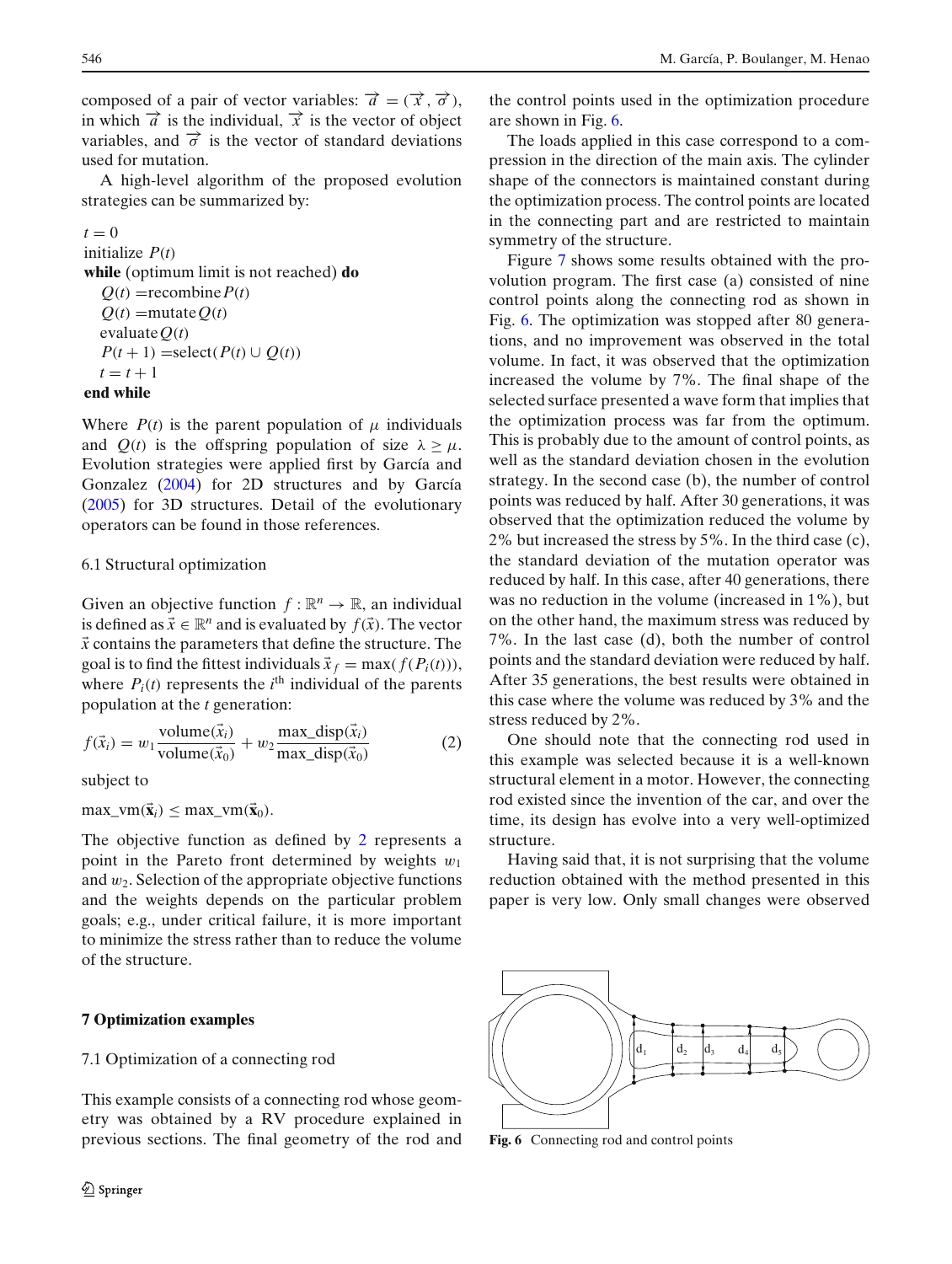composed of a pair of vector variables: $\vec{a} = (\vec{x}, \vec{\sigma})$, in which $\vec{a}$ is the individual, $\vec{x}$ is the vector of object variables, and $\vec{\sigma}$ is the vector of standard deviations used for mutation.

A high-level algorithm of the proposed evolution strategies can be summarized by:

$t = 0$
initialize $P(t)$
**while** (optimum limit is not reached) **do**
  $Q(t)$ =recombine $P(t)$
  $Q(t)$ =mutate $Q(t)$
  evaluate $Q(t)$
  $P(t+1)$ =select$(P(t) \cup Q(t))$
  $t = t + 1$
**end while**

Where $P(t)$ is the parent population of $\mu$ individuals and $Q(t)$ is the offspring population of size $\lambda \geq \mu$. Evolution strategies were applied first by García and Gonzalez (2004) for 2D structures and by García (2005) for 3D structures. Detail of the evolutionary operators can be found in those references.

### 6.1 Structural optimization

Given an objective function $f : \mathbb{R}^n \rightarrow \mathbb{R}$, an individual is defined as $\vec{x} \in \mathbb{R}^n$ and is evaluated by $f(\vec{x})$. The vector $\vec{x}$ contains the parameters that define the structure. The goal is to find the fittest individuals $\vec{x}_f = \max(f(P_i(t)))$, where $P_i(t)$ represents the $i^{\text{th}}$ individual of the parents population at the $t$ generation:

$$f(\vec{x}_i) = w_1 \frac{\text{volume}(\vec{x}_i)}{\text{volume}(\vec{x}_0)} + w_2 \frac{\text{max\_disp}(\vec{x}_i)}{\text{max\_disp}(\vec{x}_0)} \tag{2}$$

subject to

$\text{max\_vm}(\vec{\mathbf{x}}_i) \leq \text{max\_vm}(\vec{\mathbf{x}}_0)$.

The objective function as defined by 2 represents a point in the Pareto front determined by weights $w_1$ and $w_2$. Selection of the appropriate objective functions and the weights depends on the particular problem goals; e.g., under critical failure, it is more important to minimize the stress rather than to reduce the volume of the structure.

## 7 Optimization examples

### 7.1 Optimization of a connecting rod

This example consists of a connecting rod whose geometry was obtained by a RV procedure explained in previous sections. The final geometry of the rod and the control points used in the optimization procedure are shown in Fig. 6.

The loads applied in this case correspond to a compression in the direction of the main axis. The cylinder shape of the connectors is maintained constant during the optimization process. The control points are located in the connecting part and are restricted to maintain symmetry of the structure.

Figure 7 shows some results obtained with the provolution program. The first case (a) consisted of nine control points along the connecting rod as shown in Fig. 6. The optimization was stopped after 80 generations, and no improvement was observed in the total volume. In fact, it was observed that the optimization increased the volume by 7%. The final shape of the selected surface presented a wave form that implies that the optimization process was far from the optimum. This is probably due to the amount of control points, as well as the standard deviation chosen in the evolution strategy. In the second case (b), the number of control points was reduced by half. After 30 generations, it was observed that the optimization reduced the volume by 2% but increased the stress by 5%. In the third case (c), the standard deviation of the mutation operator was reduced by half. In this case, after 40 generations, there was no reduction in the volume (increased in 1%), but on the other hand, the maximum stress was reduced by 7%. In the last case (d), both the number of control points and the standard deviation were reduced by half. After 35 generations, the best results were obtained in this case where the volume was reduced by 3% and the stress reduced by 2%.

One should note that the connecting rod used in this example was selected because it is a well-known structural element in a motor. However, the connecting rod existed since the invention of the car, and over the time, its design has evolve into a very well-optimized structure.

Having said that, it is not surprising that the volume reduction obtained with the method presented in this paper is very low. Only small changes were observed

**Fig. 6** Connecting rod and control points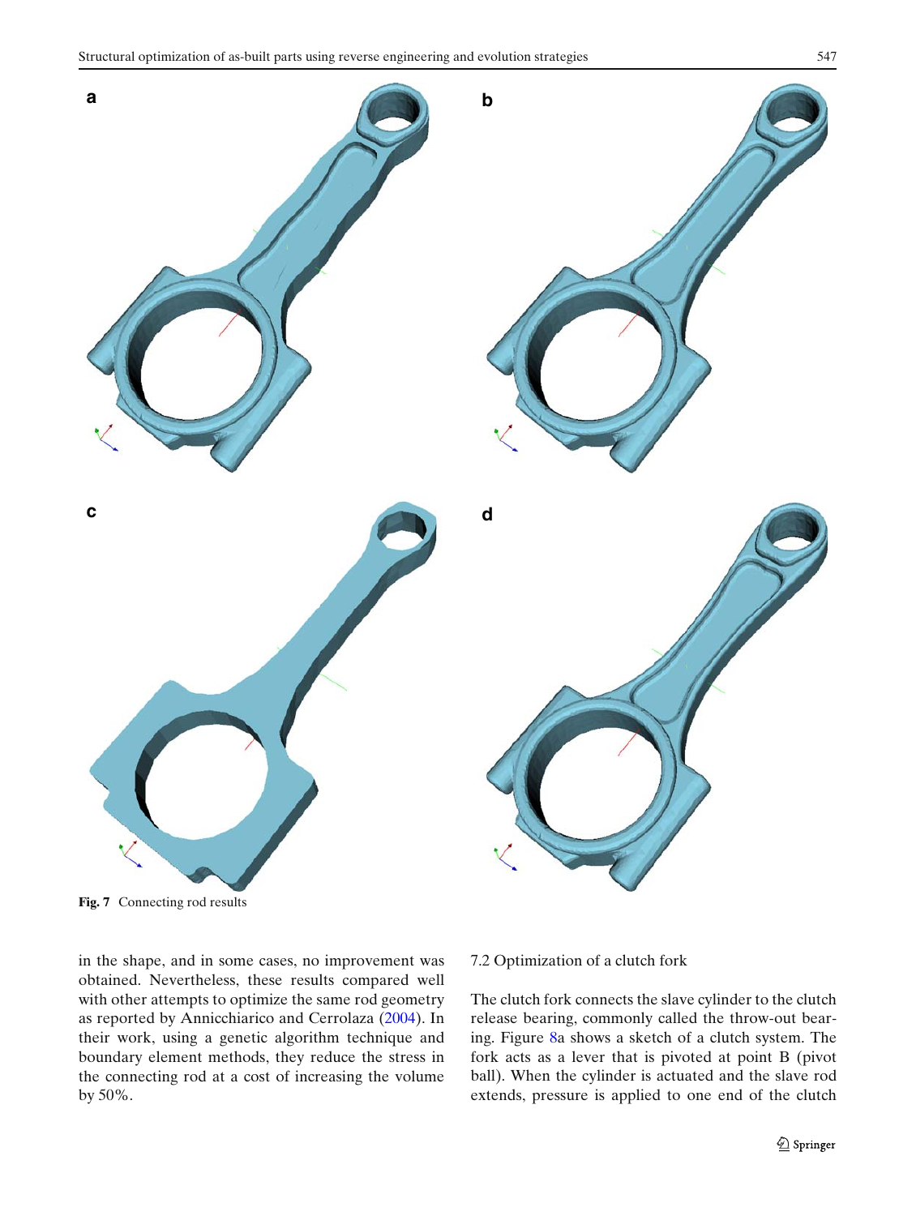Fig. 7 Connecting rod results

in the shape, and in some cases, no improvement was obtained. Nevertheless, these results compared well with other attempts to optimize the same rod geometry as reported by Annicchiarico and Cerrolaza (2004). In their work, using a genetic algorithm technique and boundary element methods, they reduce the stress in the connecting rod at a cost of increasing the volume by 50%.

### 7.2 Optimization of a clutch fork

The clutch fork connects the slave cylinder to the clutch release bearing, commonly called the throw-out bearing. Figure 8a shows a sketch of a clutch system. The fork acts as a lever that is pivoted at point B (pivot ball). When the cylinder is actuated and the slave rod extends, pressure is applied to one end of the clutch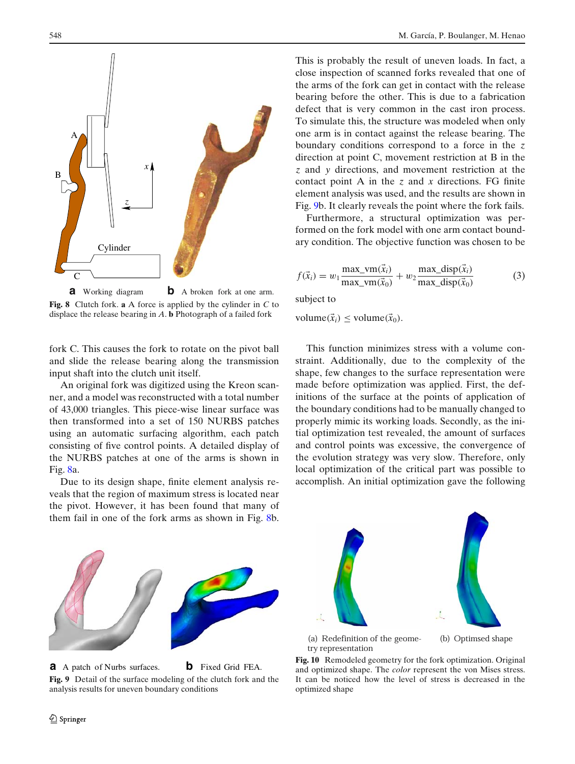**a** Working diagram **b** A broken fork at one arm.

**Fig. 8** Clutch fork. **a** A force is applied by the cylinder in *C* to displace the release bearing in *A*. **b** Photograph of a failed fork

fork C. This causes the fork to rotate on the pivot ball and slide the release bearing along the transmission input shaft into the clutch unit itself.

An original fork was digitized using the Kreon scanner, and a model was reconstructed with a total number of 43,000 triangles. This piece-wise linear surface was then transformed into a set of 150 NURBS patches using an automatic surfacing algorithm, each patch consisting of five control points. A detailed display of the NURBS patches at one of the arms is shown in Fig. 8a.

Due to its design shape, finite element analysis reveals that the region of maximum stress is located near the pivot. However, it has been found that many of them fail in one of the fork arms as shown in Fig. 8b. This is probably the result of uneven loads. In fact, a close inspection of scanned forks revealed that one of the arms of the fork can get in contact with the release bearing before the other. This is due to a fabrication defect that is very common in the cast iron process. To simulate this, the structure was modeled when only one arm is in contact against the release bearing. The boundary conditions correspond to a force in the $z$ direction at point C, movement restriction at B in the $z$ and $y$ directions, and movement restriction at the contact point A in the $z$ and $x$ directions. FG finite element analysis was used, and the results are shown in Fig. 9b. It clearly reveals the point where the fork fails.

Furthermore, a structural optimization was performed on the fork model with one arm contact boundary condition. The objective function was chosen to be

$$f(\vec{x}_i) = w_1 \frac{\text{max\_vm}(\vec{x}_i)}{\text{max\_vm}(\vec{x}_0)} + w_2 \frac{\text{max\_disp}(\vec{x}_i)}{\text{max\_disp}(\vec{x}_0)} \tag{3}$$

subject to

$$\text{volume}(\vec{x}_i) \leq \text{volume}(\vec{x}_0).$$

This function minimizes stress with a volume constraint. Additionally, due to the complexity of the shape, few changes to the surface representation were made before optimization was applied. First, the definitions of the surface at the points of application of the boundary conditions had to be manually changed to properly mimic its working loads. Secondly, as the initial optimization test revealed, the amount of surfaces and control points was excessive, the convergence of the evolution strategy was very slow. Therefore, only local optimization of the critical part was possible to accomplish. An initial optimization gave the following

**a** A patch of Nurbs surfaces. **b** Fixed Grid FEA.

**Fig. 9** Detail of the surface modeling of the clutch fork and the analysis results for uneven boundary conditions

(a) Redefinition of the geometry representation (b) Optimsed shape

**Fig. 10** Remodeled geometry for the fork optimization. Original and optimized shape. The *color* represent the von Mises stress. It can be noticed how the level of stress is decreased in the optimized shape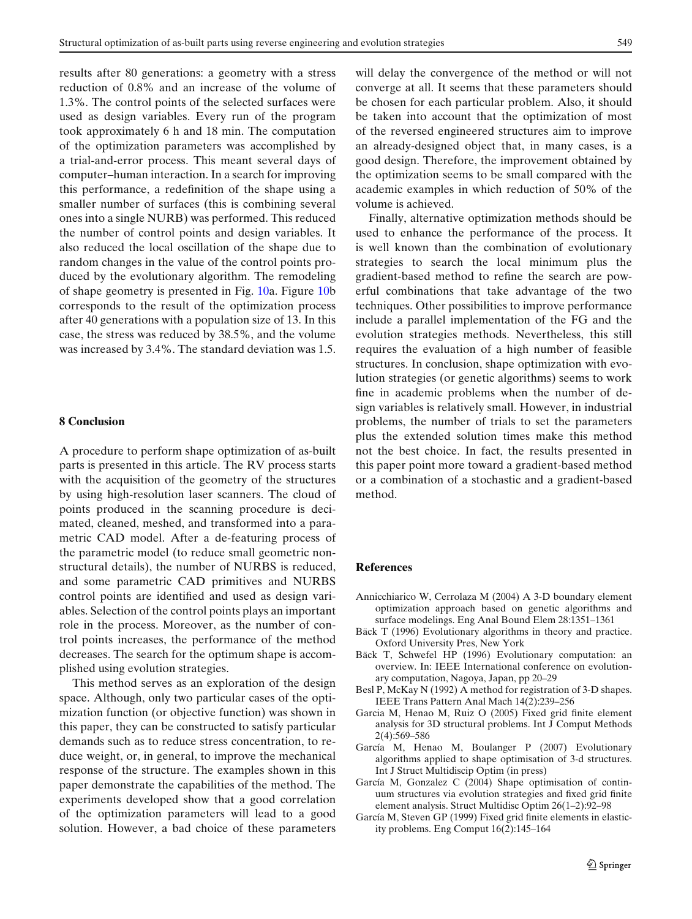results after 80 generations: a geometry with a stress reduction of 0.8% and an increase of the volume of 1.3%. The control points of the selected surfaces were used as design variables. Every run of the program took approximately 6 h and 18 min. The computation of the optimization parameters was accomplished by a trial-and-error process. This meant several days of computer–human interaction. In a search for improving this performance, a redefinition of the shape using a smaller number of surfaces (this is combining several ones into a single NURB) was performed. This reduced the number of control points and design variables. It also reduced the local oscillation of the shape due to random changes in the value of the control points produced by the evolutionary algorithm. The remodeling of shape geometry is presented in Fig. 10a. Figure 10b corresponds to the result of the optimization process after 40 generations with a population size of 13. In this case, the stress was reduced by 38.5%, and the volume was increased by 3.4%. The standard deviation was 1.5.

## 8 Conclusion

A procedure to perform shape optimization of as-built parts is presented in this article. The RV process starts with the acquisition of the geometry of the structures by using high-resolution laser scanners. The cloud of points produced in the scanning procedure is decimated, cleaned, meshed, and transformed into a parametric CAD model. After a de-featuring process of the parametric model (to reduce small geometric nonstructural details), the number of NURBS is reduced, and some parametric CAD primitives and NURBS control points are identified and used as design variables. Selection of the control points plays an important role in the process. Moreover, as the number of control points increases, the performance of the method decreases. The search for the optimum shape is accomplished using evolution strategies.

This method serves as an exploration of the design space. Although, only two particular cases of the optimization function (or objective function) was shown in this paper, they can be constructed to satisfy particular demands such as to reduce stress concentration, to reduce weight, or, in general, to improve the mechanical response of the structure. The examples shown in this paper demonstrate the capabilities of the method. The experiments developed show that a good correlation of the optimization parameters will lead to a good solution. However, a bad choice of these parameters will delay the convergence of the method or will not converge at all. It seems that these parameters should be chosen for each particular problem. Also, it should be taken into account that the optimization of most of the reversed engineered structures aim to improve an already-designed object that, in many cases, is a good design. Therefore, the improvement obtained by the optimization seems to be small compared with the academic examples in which reduction of 50% of the volume is achieved.

Finally, alternative optimization methods should be used to enhance the performance of the process. It is well known than the combination of evolutionary strategies to search the local minimum plus the gradient-based method to refine the search are powerful combinations that take advantage of the two techniques. Other possibilities to improve performance include a parallel implementation of the FG and the evolution strategies methods. Nevertheless, this still requires the evaluation of a high number of feasible structures. In conclusion, shape optimization with evolution strategies (or genetic algorithms) seems to work fine in academic problems when the number of design variables is relatively small. However, in industrial problems, the number of trials to set the parameters plus the extended solution times make this method not the best choice. In fact, the results presented in this paper point more toward a gradient-based method or a combination of a stochastic and a gradient-based method.

## References

Annicchiarico W, Cerrolaza M (2004) A 3-D boundary element optimization approach based on genetic algorithms and surface modelings. Eng Anal Bound Elem 28:1351–1361

Bäck T (1996) Evolutionary algorithms in theory and practice. Oxford University Pres, New York

Bäck T, Schwefel HP (1996) Evolutionary computation: an overview. In: IEEE International conference on evolutionary computation, Nagoya, Japan, pp 20–29

Besl P, McKay N (1992) A method for registration of 3-D shapes. IEEE Trans Pattern Anal Mach 14(2):239–256

Garcia M, Henao M, Ruiz O (2005) Fixed grid finite element analysis for 3D structural problems. Int J Comput Methods 2(4):569–586

García M, Henao M, Boulanger P (2007) Evolutionary algorithms applied to shape optimisation of 3-d structures. Int J Struct Multidiscip Optim (in press)

García M, Gonzalez C (2004) Shape optimisation of continuum structures via evolution strategies and fixed grid finite element analysis. Struct Multidisc Optim 26(1–2):92–98

García M, Steven GP (1999) Fixed grid finite elements in elasticity problems. Eng Comput 16(2):145–164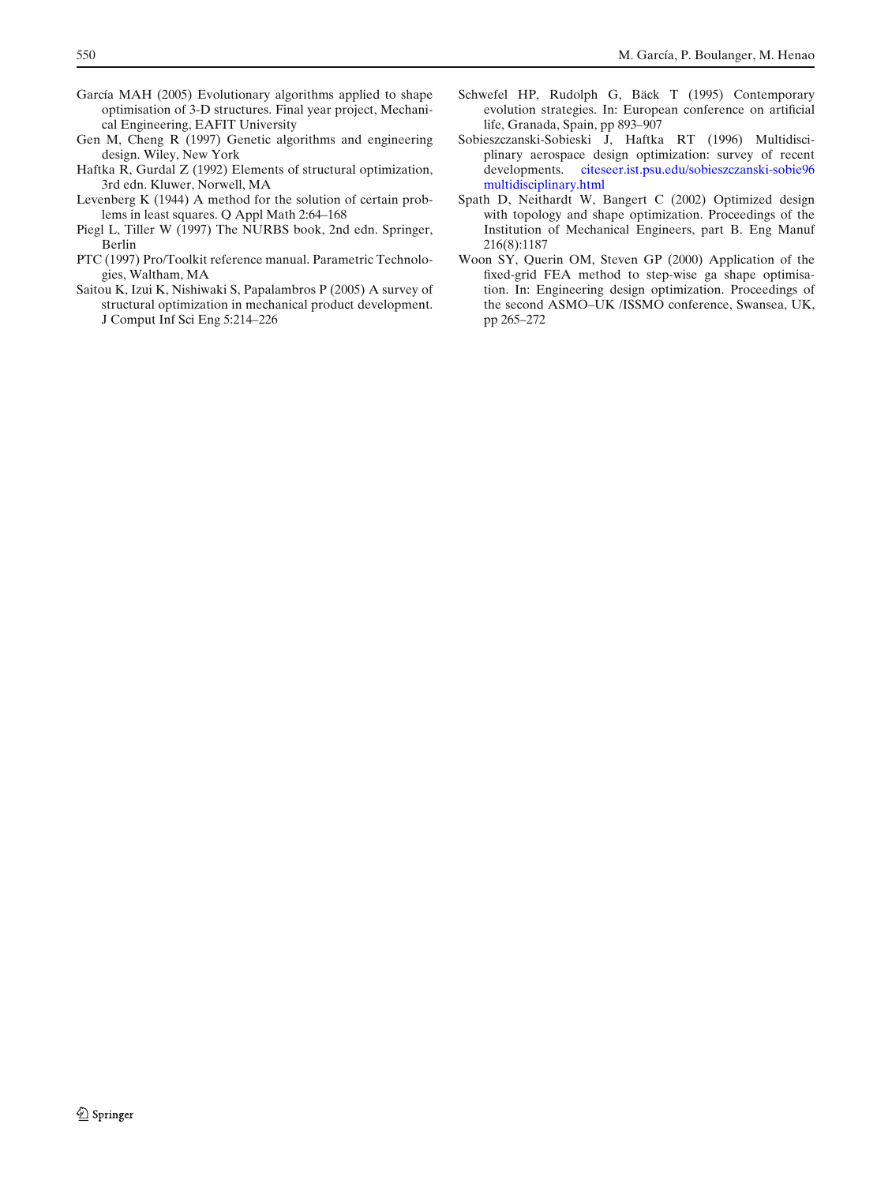García MAH (2005) Evolutionary algorithms applied to shape optimisation of 3-D structures. Final year project, Mechanical Engineering, EAFIT University

Gen M, Cheng R (1997) Genetic algorithms and engineering design. Wiley, New York

Haftka R, Gurdal Z (1992) Elements of structural optimization, 3rd edn. Kluwer, Norwell, MA

Levenberg K (1944) A method for the solution of certain problems in least squares. Q Appl Math 2:64–168

Piegl L, Tiller W (1997) The NURBS book, 2nd edn. Springer, Berlin

PTC (1997) Pro/Toolkit reference manual. Parametric Technologies, Waltham, MA

Saitou K, Izui K, Nishiwaki S, Papalambros P (2005) A survey of structural optimization in mechanical product development. J Comput Inf Sci Eng 5:214–226

Schwefel HP, Rudolph G, Bäck T (1995) Contemporary evolution strategies. In: European conference on artificial life, Granada, Spain, pp 893–907

Sobieszczanski-Sobieski J, Haftka RT (1996) Multidisciplinary aerospace design optimization: survey of recent developments. citeseer.ist.psu.edu/sobieszczanski-sobie96multidisciplinary.html

Spath D, Neithardt W, Bangert C (2002) Optimized design with topology and shape optimization. Proceedings of the Institution of Mechanical Engineers, part B. Eng Manuf 216(8):1187

Woon SY, Querin OM, Steven GP (2000) Application of the fixed-grid FEA method to step-wise ga shape optimisation. In: Engineering design optimization. Proceedings of the second ASMO–UK /ISSMO conference, Swansea, UK, pp 265–272